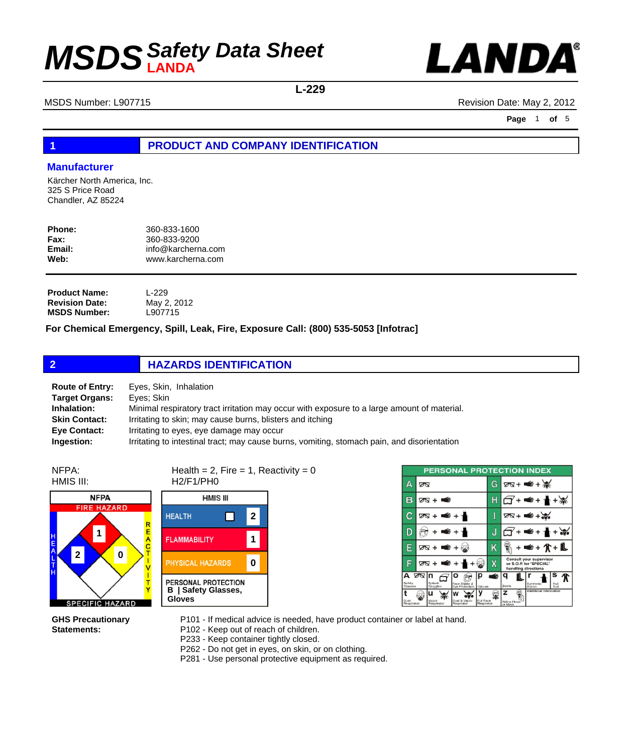# MSDS Safety Data Sheet LANDA

**LANDA®**

**L-229**

MSDS Number: L907715 Revision Date: May 2, 2012

## 1 PRODUCT AND COMPANY IDENTIFICATION

### Manufacturer

Kärcher North America, Inc.
325 S Price Road
Chandler, AZ 85224

| | |
|---|---|
| **Phone:** | 360-833-1600 |
| **Fax:** | 360-833-9200 |
| **Email:** | info@karcherna.com |
| **Web:** | www.karcherna.com |

| | |
|---|---|
| **Product Name:** | L-229 |
| **Revision Date:** | May 2, 2012 |
| **MSDS Number:** | L907715 |

**For Chemical Emergency, Spill, Leak, Fire, Exposure Call: (800) 535-5053 [Infotrac]**

## 2 HAZARDS IDENTIFICATION

| | |
|---|---|
| **Route of Entry:** | Eyes, Skin, Inhalation |
| **Target Organs:** | Eyes; Skin |
| **Inhalation:** | Minimal respiratory tract irritation may occur with exposure to a large amount of material. |
| **Skin Contact:** | Irritating to skin; may cause burns, blisters and itching |
| **Eye Contact:** | Irritating to eyes, eye damage may occur |
| **Ingestion:** | Irritating to intestinal tract; may cause burns, vomiting, stomach pain, and disorientation |

NFPA: Health = 2, Fire = 1, Reactivity = 0
HMIS III: H2/F1/PH0

**NFPA**
- FIRE HAZARD: 1
- HEALTH: 2
- REACTIVITY: 0
- SPECIFIC HAZARD:

**HMIS III**

| | |
|---|---|
| HEALTH | 2 |
| FLAMMABILITY | 1 |
| PHYSICAL HAZARDS | 0 |
| PERSONAL PROTECTION | B \| Safety Glasses, Gloves |

**PERSONAL PROTECTION INDEX**

| | | | |
|---|---|---|---|
| A | Safety Glasses | G | Safety Glasses + Gloves + Dust Respirator |
| B | Safety Glasses + Gloves | H | Splash Goggles + Gloves + Apron + Dust Respirator |
| C | Safety Glasses + Gloves + Apron | I | Safety Glasses + Gloves + Dust & Vapor Respirator |
| D | Face Shield + Gloves + Apron | J | Splash Goggles + Gloves + Apron + Dust & Vapor Respirator |
| E | Safety Glasses + Gloves + Dust Respirator | K | Airline Hood + Gloves + Full Suit + Boots |
| F | Safety Glasses + Gloves + Apron + Dust Respirator | X | Consult your supervisor or S.O.P. for "SPECIAL" handling directions |

a Safety Glasses, n Splash Goggles, o Face Shield & Eye Protection, p Gloves, q Boots, r Synthetic Apron, s Full Suit, t Dust Respirator, u Vapor Respirator, w Dust & Vapor Respirator, y Full Face Respirator, z Airline Hood or Mask, Additional Information

**GHS Precautionary Statements:**

P101 - If medical advice is needed, have product container or label at hand.
P102 - Keep out of reach of children.
P233 - Keep container tightly closed.
P262 - Do not get in eyes, on skin, or on clothing.
P281 - Use personal protective equipment as required.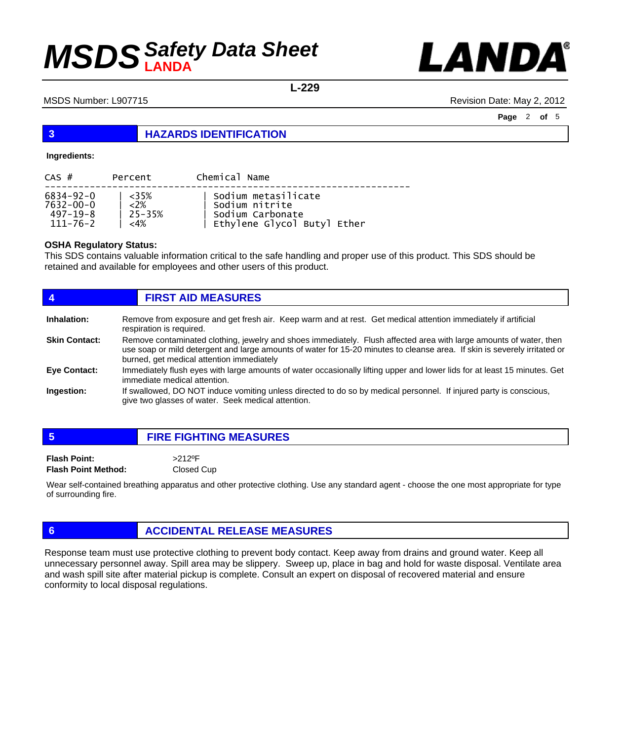## 3 HAZARDS IDENTIFICATION

**Ingredients:**

| CAS # | Percent | Chemical Name |
|---|---|---|
| 6834-92-0 | <35% | Sodium metasilicate |
| 7632-00-0 | <2% | Sodium nitrite |
| 497-19-8 | 25-35% | Sodium Carbonate |
| 111-76-2 | <4% | Ethylene Glycol Butyl Ether |

**OSHA Regulatory Status:**
This SDS contains valuable information critical to the safe handling and proper use of this product. This SDS should be retained and available for employees and other users of this product.

## 4 FIRST AID MEASURES

**Inhalation:** Remove from exposure and get fresh air. Keep warm and at rest. Get medical attention immediately if artificial respiration is required.

**Skin Contact:** Remove contaminated clothing, jewelry and shoes immediately. Flush affected area with large amounts of water, then use soap or mild detergent and large amounts of water for 15-20 minutes to cleanse area. If skin is severely irritated or burned, get medical attention immediately

**Eye Contact:** Immediately flush eyes with large amounts of water occasionally lifting upper and lower lids for at least 15 minutes. Get immediate medical attention.

**Ingestion:** If swallowed, DO NOT induce vomiting unless directed to do so by medical personnel. If injured party is conscious, give two glasses of water. Seek medical attention.

## 5 FIRE FIGHTING MEASURES

**Flash Point:** >212ºF
**Flash Point Method:** Closed Cup

Wear self-contained breathing apparatus and other protective clothing. Use any standard agent - choose the one most appropriate for type of surrounding fire.

## 6 ACCIDENTAL RELEASE MEASURES

Response team must use protective clothing to prevent body contact. Keep away from drains and ground water. Keep all unnecessary personnel away. Spill area may be slippery. Sweep up, place in bag and hold for waste disposal. Ventilate area and wash spill site after material pickup is complete. Consult an expert on disposal of recovered material and ensure conformity to local disposal regulations.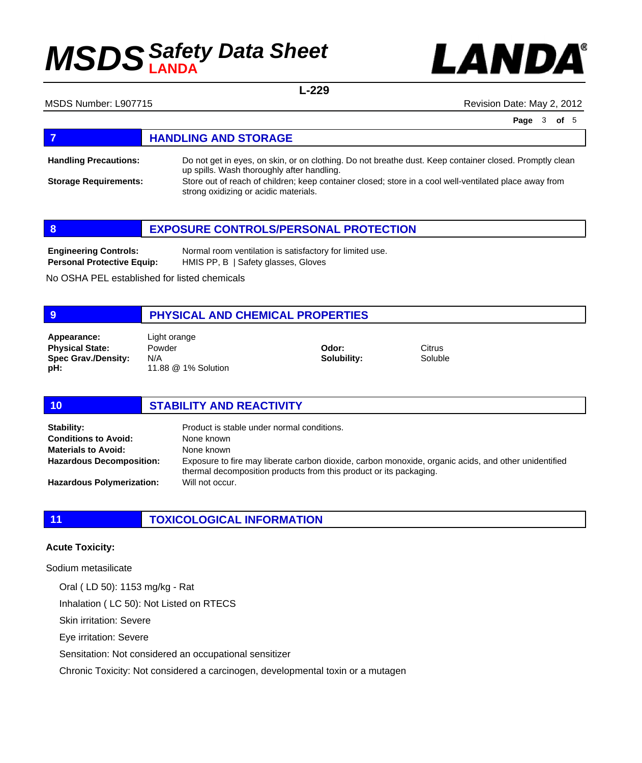## 7 HANDLING AND STORAGE

**Handling Precautions:** Do not get in eyes, on skin, or on clothing. Do not breathe dust. Keep container closed. Promptly clean up spills. Wash thoroughly after handling.

**Storage Requirements:** Store out of reach of children; keep container closed; store in a cool well-ventilated place away from strong oxidizing or acidic materials.

## 8 EXPOSURE CONTROLS/PERSONAL PROTECTION

**Engineering Controls:** Normal room ventilation is satisfactory for limited use.

**Personal Protective Equip:** HMIS PP, B | Safety glasses, Gloves

No OSHA PEL established for listed chemicals

## 9 PHYSICAL AND CHEMICAL PROPERTIES

**Appearance:** Light orange

**Physical State:** Powder

**Spec Grav./Density:** N/A

**pH:** 11.88 @ 1% Solution

**Odor:** Citrus

**Solubility:** Soluble

## 10 STABILITY AND REACTIVITY

**Stability:** Product is stable under normal conditions.

**Conditions to Avoid:** None known

**Materials to Avoid:** None known

**Hazardous Decomposition:** Exposure to fire may liberate carbon dioxide, carbon monoxide, organic acids, and other unidentified thermal decomposition products from this product or its packaging.

**Hazardous Polymerization:** Will not occur.

## 11 TOXICOLOGICAL INFORMATION

**Acute Toxicity:**

Sodium metasilicate

- Oral ( LD 50): 1153 mg/kg - Rat
- Inhalation ( LC 50): Not Listed on RTECS
- Skin irritation: Severe
- Eye irritation: Severe
- Sensitation: Not considered an occupational sensitizer
- Chronic Toxicity: Not considered a carcinogen, developmental toxin or a mutagen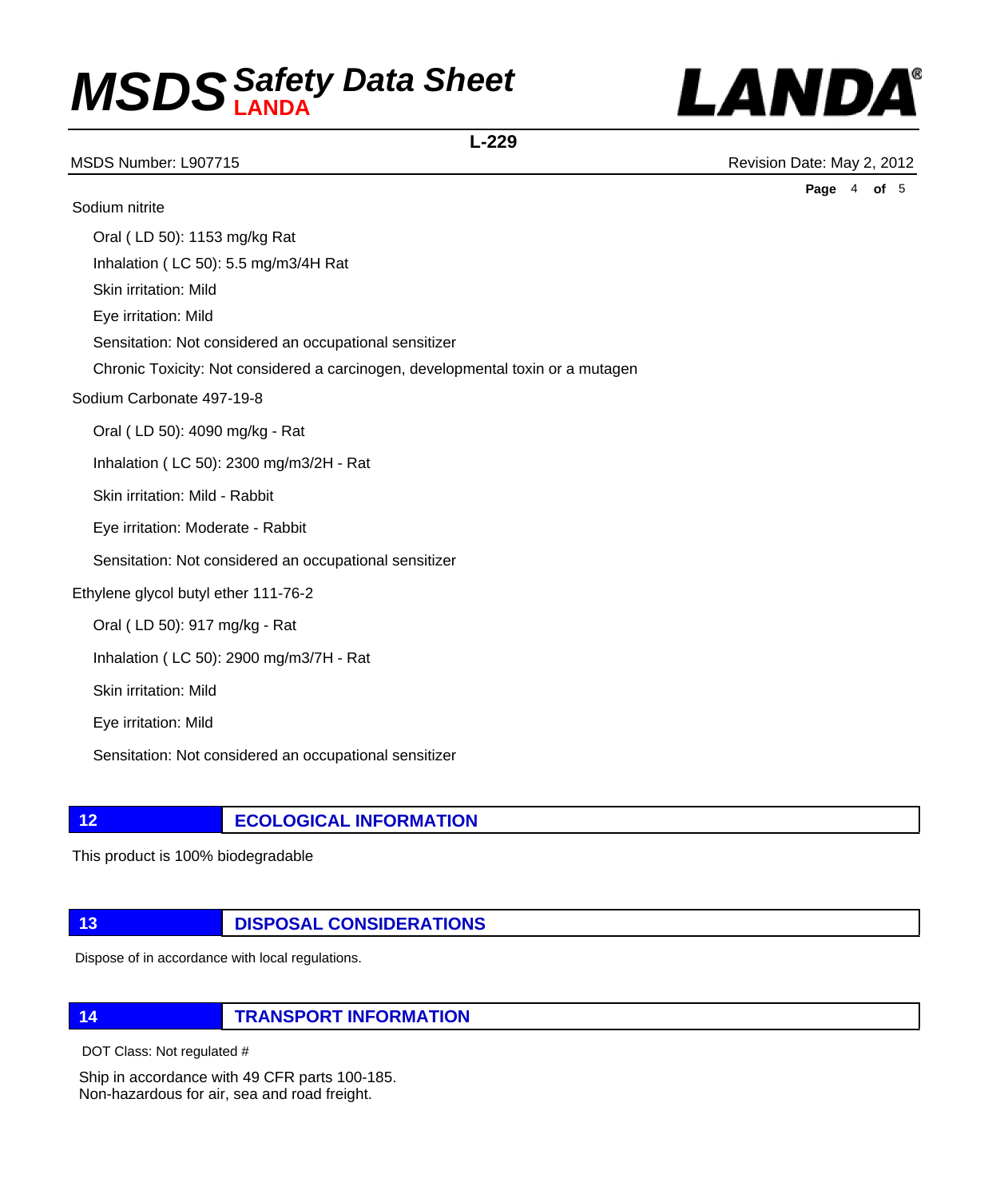Sodium nitrite

Oral ( LD 50): 1153 mg/kg Rat

Inhalation ( LC 50): 5.5 mg/m3/4H Rat

Skin irritation: Mild

Eye irritation: Mild

Sensitation: Not considered an occupational sensitizer

Chronic Toxicity: Not considered a carcinogen, developmental toxin or a mutagen

Sodium Carbonate 497-19-8

Oral ( LD 50): 4090 mg/kg - Rat

Inhalation ( LC 50): 2300 mg/m3/2H - Rat

Skin irritation: Mild - Rabbit

Eye irritation: Moderate - Rabbit

Sensitation: Not considered an occupational sensitizer

Ethylene glycol butyl ether 111-76-2

Oral ( LD 50): 917 mg/kg - Rat

Inhalation ( LC 50): 2900 mg/m3/7H - Rat

Skin irritation: Mild

Eye irritation: Mild

Sensitation: Not considered an occupational sensitizer

## 12 ECOLOGICAL INFORMATION

This product is 100% biodegradable

## 13 DISPOSAL CONSIDERATIONS

Dispose of in accordance with local regulations.

## 14 TRANSPORT INFORMATION

DOT Class: Not regulated #

Ship in accordance with 49 CFR parts 100-185.
Non-hazardous for air, sea and road freight.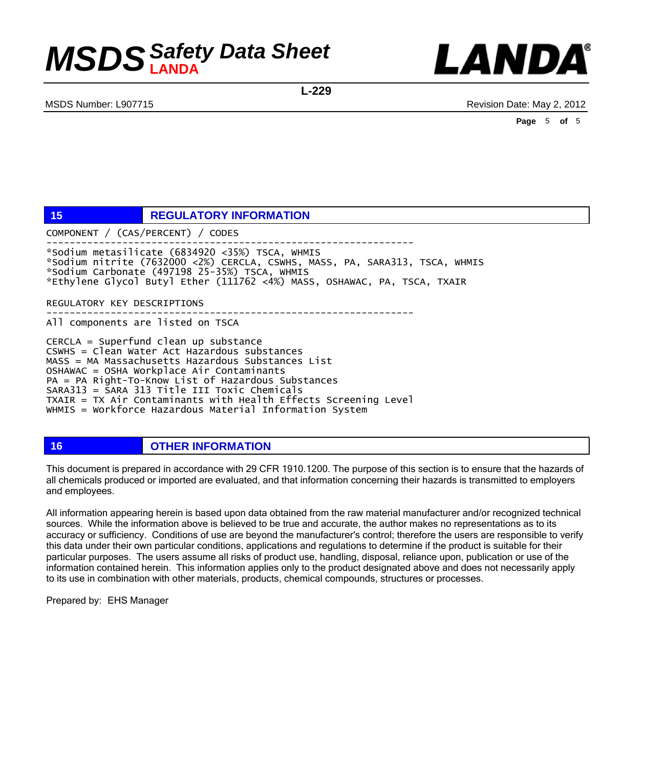## 15 REGULATORY INFORMATION

```
COMPONENT / (CAS/PERCENT) / CODES
----------------------------------------------------------------
*Sodium metasilicate (6834920 <35%) TSCA, WHMIS
*Sodium nitrite (7632000 <2%) CERCLA, CSWHS, MASS, PA, SARA313, TSCA, WHMIS
*Sodium Carbonate (497198 25-35%) TSCA, WHMIS
*Ethylene Glycol Butyl Ether (111762 <4%) MASS, OSHAWAC, PA, TSCA, TXAIR

REGULATORY KEY DESCRIPTIONS
----------------------------------------------------------------
All components are listed on TSCA

CERCLA = Superfund clean up substance
CSWHS = Clean Water Act Hazardous substances
MASS = MA Massachusetts Hazardous Substances List
OSHAWAC = OSHA Workplace Air Contaminants
PA = PA Right-To-Know List of Hazardous Substances
SARA313 = SARA 313 Title III Toxic Chemicals
TXAIR = TX Air Contaminants with Health Effects Screening Level
WHMIS = Workforce Hazardous Material Information System
```

## 16 OTHER INFORMATION

This document is prepared in accordance with 29 CFR 1910.1200. The purpose of this section is to ensure that the hazards of all chemicals produced or imported are evaluated, and that information concerning their hazards is transmitted to employers and employees.

All information appearing herein is based upon data obtained from the raw material manufacturer and/or recognized technical sources. While the information above is believed to be true and accurate, the author makes no representations as to its accuracy or sufficiency. Conditions of use are beyond the manufacturer's control; therefore the users are responsible to verify this data under their own particular conditions, applications and regulations to determine if the product is suitable for their particular purposes. The users assume all risks of product use, handling, disposal, reliance upon, publication or use of the information contained herein. This information applies only to the product designated above and does not necessarily apply to its use in combination with other materials, products, chemical compounds, structures or processes.

Prepared by: EHS Manager